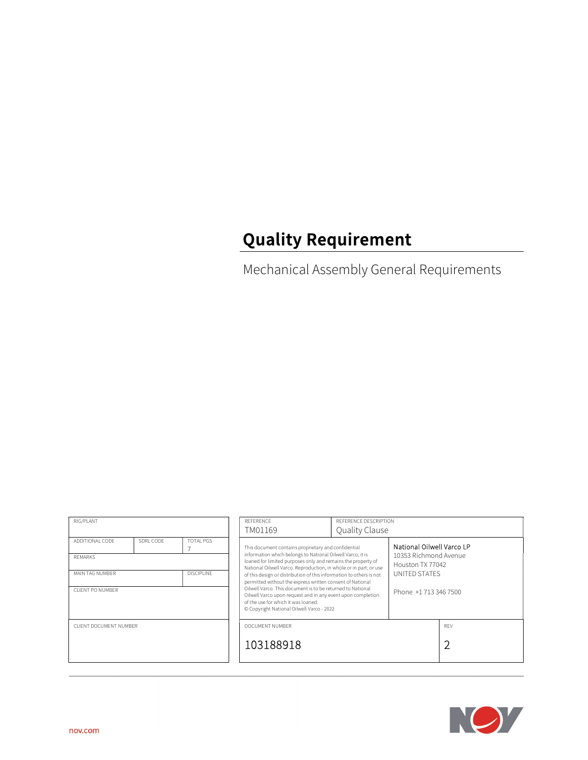# Quality Requirement

Mechanical Assembly General Requirements

| RIG/PLANT | | |
|---|---|---|
| ADDITIONAL CODE | SDRL CODE | TOTAL PGS 7 |
| REMARKS | | |
| MAIN TAG NUMBER | | DISCIPLINE |
| CLIENT PO NUMBER | | |
| CLIENT DOCUMENT NUMBER | | |

| REFERENCE | REFERENCE DESCRIPTION | |
|---|---|---|
| TM01169 | Quality Clause | |
| This document contains proprietary and confidential information which belongs to National Oilwell Varco; it is loaned for limited purposes only and remains the property of National Oilwell Varco. Reproduction, in whole or in part; or use of this design or distribution of this information to others is not permitted without the express written consent of National Oilwell Varco. This document is to be returned to National Oilwell Varco upon request and in any event upon completion of the use for which it was loaned. © Copyright National Oilwell Varco - 2022 | | National Oilwell Varco LP<br>10353 Richmond Avenue<br>Houston TX 77042<br>UNITED STATES<br><br>Phone +1 713 346 7500 |
| DOCUMENT NUMBER<br>103188918 | | REV<br>2 |

nov.com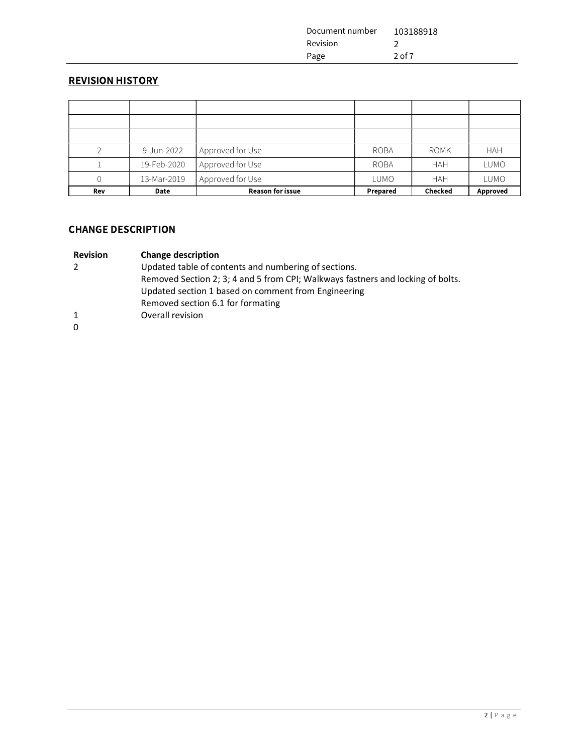## REVISION HISTORY

| Rev | Date | Reason for issue | Prepared | Checked | Approved |
|---|---|---|---|---|---|
| | | | | | |
| | | | | | |
| 2 | 9-Jun-2022 | Approved for Use | ROBA | ROMK | HAH |
| 1 | 19-Feb-2020 | Approved for Use | ROBA | HAH | LUMO |
| 0 | 13-Mar-2019 | Approved for Use | LUMO | HAH | LUMO |

## CHANGE DESCRIPTION

| Revision | Change description |
|---|---|
| 2 | Updated table of contents and numbering of sections.<br>Removed Section 2; 3; 4 and 5 from CPI; Walkways fastners and locking of bolts.<br>Updated section 1 based on comment from Engineering<br>Removed section 6.1 for formating |
| 1 | Overall revision |
| 0 | |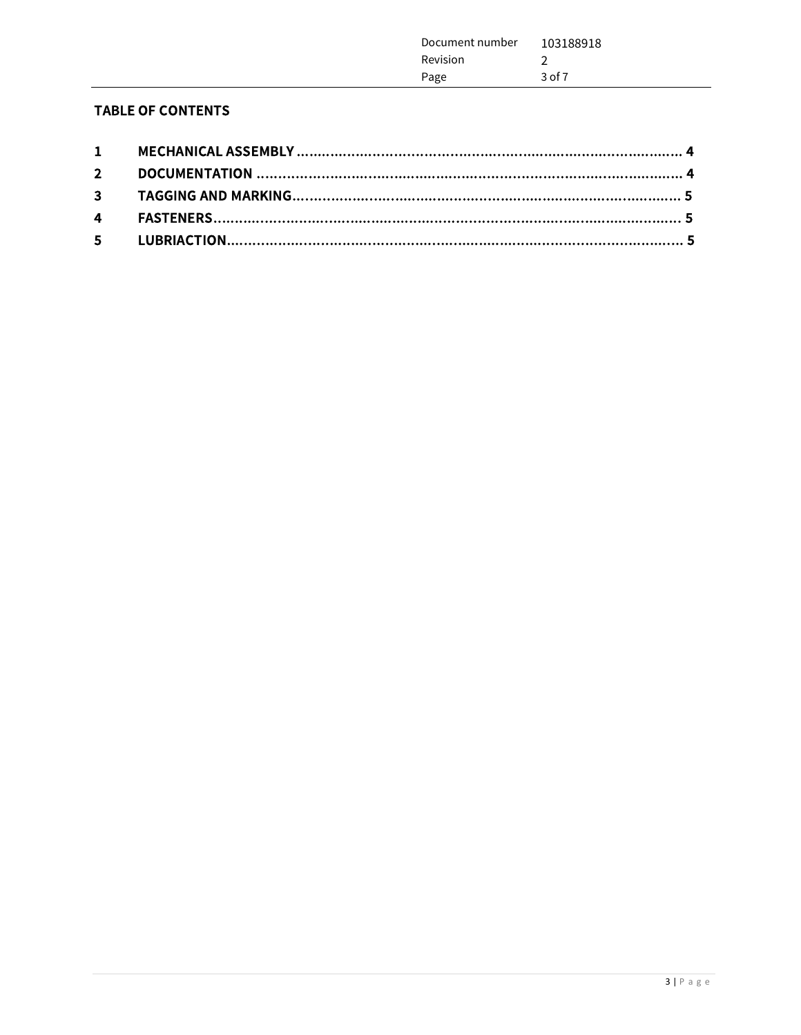**TABLE OF CONTENTS**

| | | |
|---|---|---|
| **1** | **MECHANICAL ASSEMBLY** | **4** |
| **2** | **DOCUMENTATION** | **4** |
| **3** | **TAGGING AND MARKING** | **5** |
| **4** | **FASTENERS** | **5** |
| **5** | **LUBRIACTION** | **5** |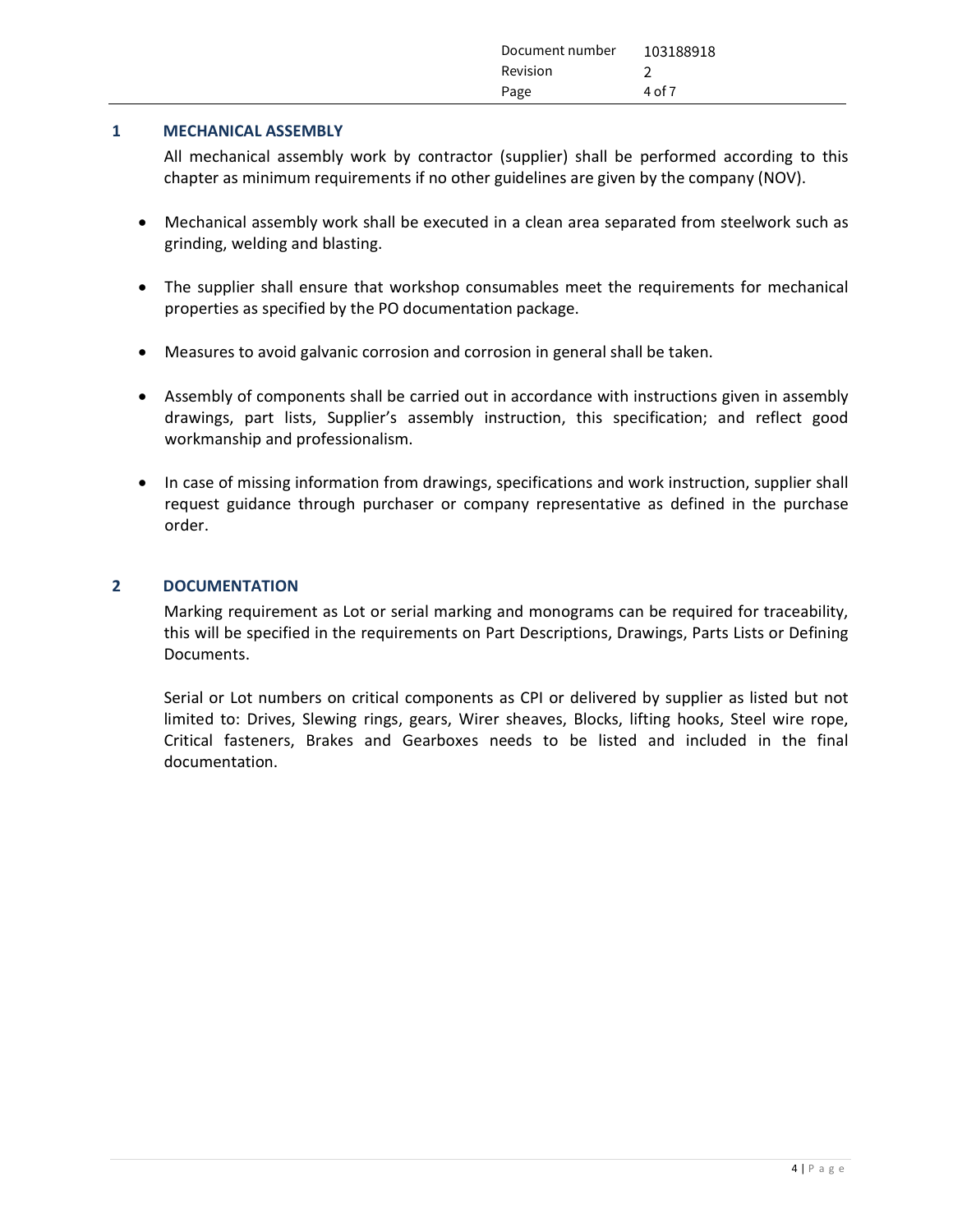# 1 MECHANICAL ASSEMBLY

All mechanical assembly work by contractor (supplier) shall be performed according to this chapter as minimum requirements if no other guidelines are given by the company (NOV).

- Mechanical assembly work shall be executed in a clean area separated from steelwork such as grinding, welding and blasting.
- The supplier shall ensure that workshop consumables meet the requirements for mechanical properties as specified by the PO documentation package.
- Measures to avoid galvanic corrosion and corrosion in general shall be taken.
- Assembly of components shall be carried out in accordance with instructions given in assembly drawings, part lists, Supplier's assembly instruction, this specification; and reflect good workmanship and professionalism.
- In case of missing information from drawings, specifications and work instruction, supplier shall request guidance through purchaser or company representative as defined in the purchase order.

# 2 DOCUMENTATION

Marking requirement as Lot or serial marking and monograms can be required for traceability, this will be specified in the requirements on Part Descriptions, Drawings, Parts Lists or Defining Documents.

Serial or Lot numbers on critical components as CPI or delivered by supplier as listed but not limited to: Drives, Slewing rings, gears, Wirer sheaves, Blocks, lifting hooks, Steel wire rope, Critical fasteners, Brakes and Gearboxes needs to be listed and included in the final documentation.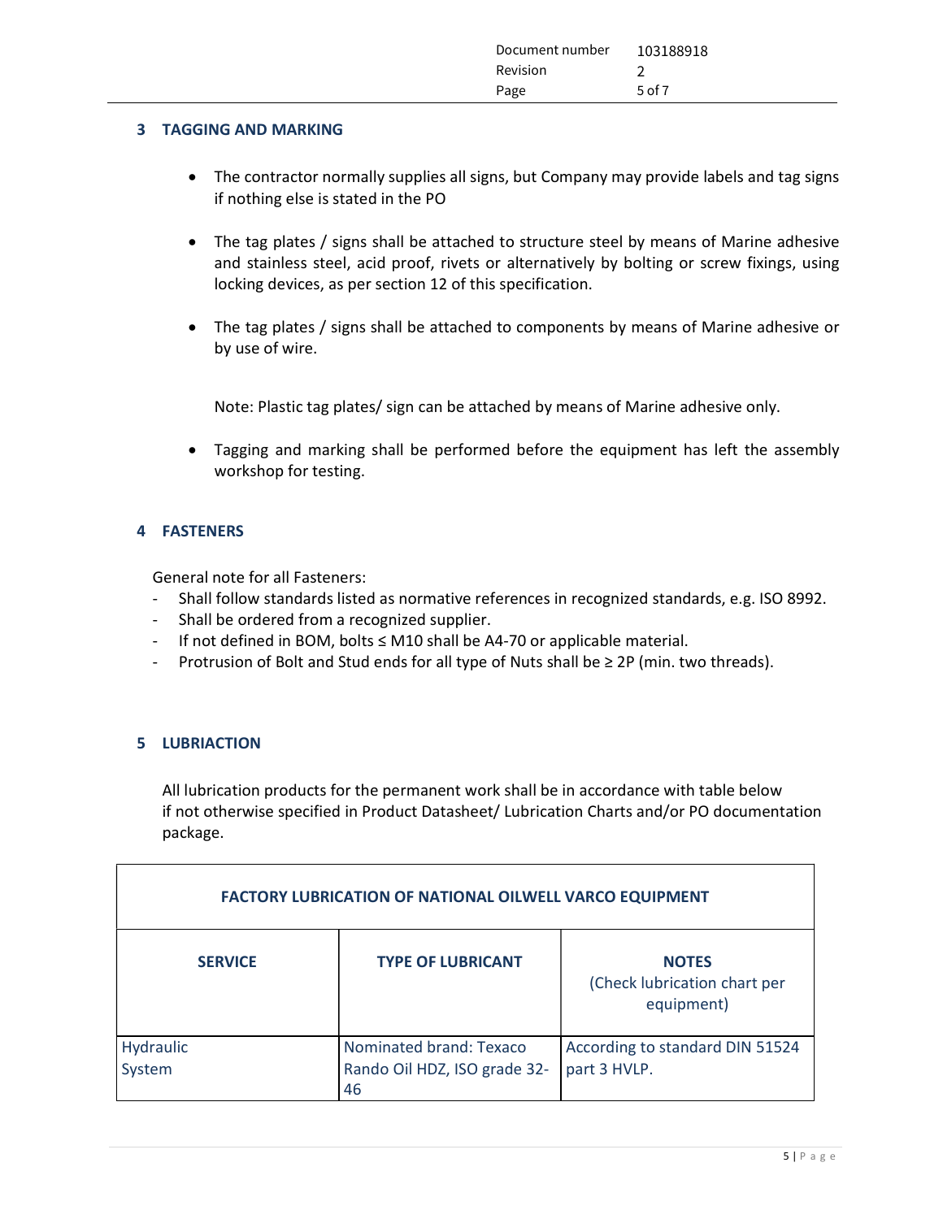## 3 TAGGING AND MARKING

- The contractor normally supplies all signs, but Company may provide labels and tag signs if nothing else is stated in the PO
- The tag plates / signs shall be attached to structure steel by means of Marine adhesive and stainless steel, acid proof, rivets or alternatively by bolting or screw fixings, using locking devices, as per section 12 of this specification.
- The tag plates / signs shall be attached to components by means of Marine adhesive or by use of wire.

  Note: Plastic tag plates/ sign can be attached by means of Marine adhesive only.

- Tagging and marking shall be performed before the equipment has left the assembly workshop for testing.

## 4 FASTENERS

General note for all Fasteners:

- Shall follow standards listed as normative references in recognized standards, e.g. ISO 8992.
- Shall be ordered from a recognized supplier.
- If not defined in BOM, bolts ≤ M10 shall be A4-70 or applicable material.
- Protrusion of Bolt and Stud ends for all type of Nuts shall be ≥ 2P (min. two threads).

## 5 LUBRIACTION

All lubrication products for the permanent work shall be in accordance with table below if not otherwise specified in Product Datasheet/ Lubrication Charts and/or PO documentation package.

| FACTORY LUBRICATION OF NATIONAL OILWELL VARCO EQUIPMENT | | |
|---|---|---|
| **SERVICE** | **TYPE OF LUBRICANT** | **NOTES** (Check lubrication chart per equipment) |
| Hydraulic System | Nominated brand: Texaco Rando Oil HDZ, ISO grade 32-46 | According to standard DIN 51524 part 3 HVLP. |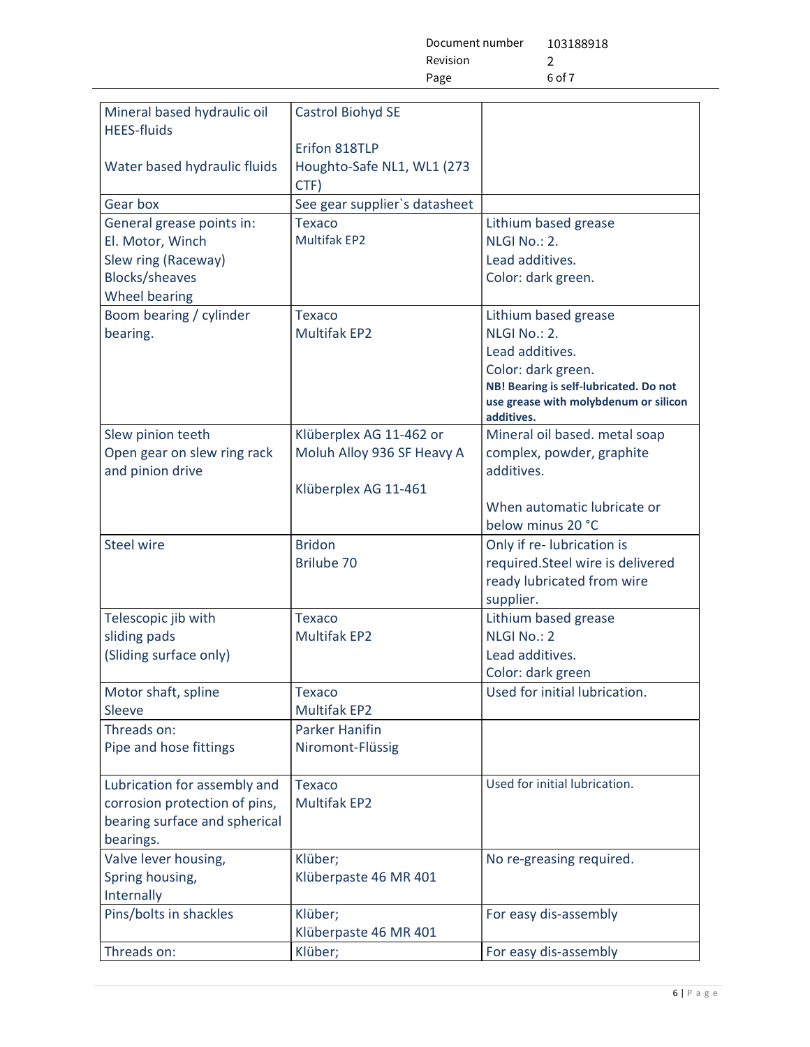| Mineral based hydraulic oil<br>HEES-fluids<br><br>Water based hydraulic fluids | Castrol Biohyd SE<br><br>Erifon 818TLP<br>Houghto-Safe NL1, WL1 (273 CTF) | |
|---|---|---|
| Gear box | See gear supplier`s datasheet | |
| General grease points in:<br>El. Motor, Winch<br>Slew ring (Raceway)<br>Blocks/sheaves<br>Wheel bearing | Texaco<br>Multifak EP2 | Lithium based grease<br>NLGI No.: 2.<br>Lead additives.<br>Color: dark green. |
| Boom bearing / cylinder bearing. | Texaco<br>Multifak EP2 | Lithium based grease<br>NLGI No.: 2.<br>Lead additives.<br>Color: dark green.<br>**NB! Bearing is self-lubricated. Do not use grease with molybdenum or silicon additives.** |
| Slew pinion teeth<br>Open gear on slew ring rack and pinion drive | Klüberplex AG 11-462 or<br>Moluh Alloy 936 SF Heavy A<br><br>Klüberplex AG 11-461 | Mineral oil based. metal soap complex, powder, graphite additives.<br><br>When automatic lubricate or below minus 20 °C |
| Steel wire | Bridon<br>Brilube 70 | Only if re- lubrication is required.Steel wire is delivered ready lubricated from wire supplier. |
| Telescopic jib with sliding pads<br>(Sliding surface only) | Texaco<br>Multifak EP2 | Lithium based grease<br>NLGI No.: 2<br>Lead additives.<br>Color: dark green |
| Motor shaft, spline<br>Sleeve | Texaco<br>Multifak EP2 | Used for initial lubrication. |
| Threads on:<br>Pipe and hose fittings | Parker Hanifin<br>Niromont-Flüssig | |
| Lubrication for assembly and corrosion protection of pins, bearing surface and spherical bearings. | Texaco<br>Multifak EP2 | Used for initial lubrication. |
| Valve lever housing,<br>Spring housing,<br>Internally | Klüber;<br>Klüberpaste 46 MR 401 | No re-greasing required. |
| Pins/bolts in shackles | Klüber;<br>Klüberpaste 46 MR 401 | For easy dis-assembly |
| Threads on: | Klüber; | For easy dis-assembly |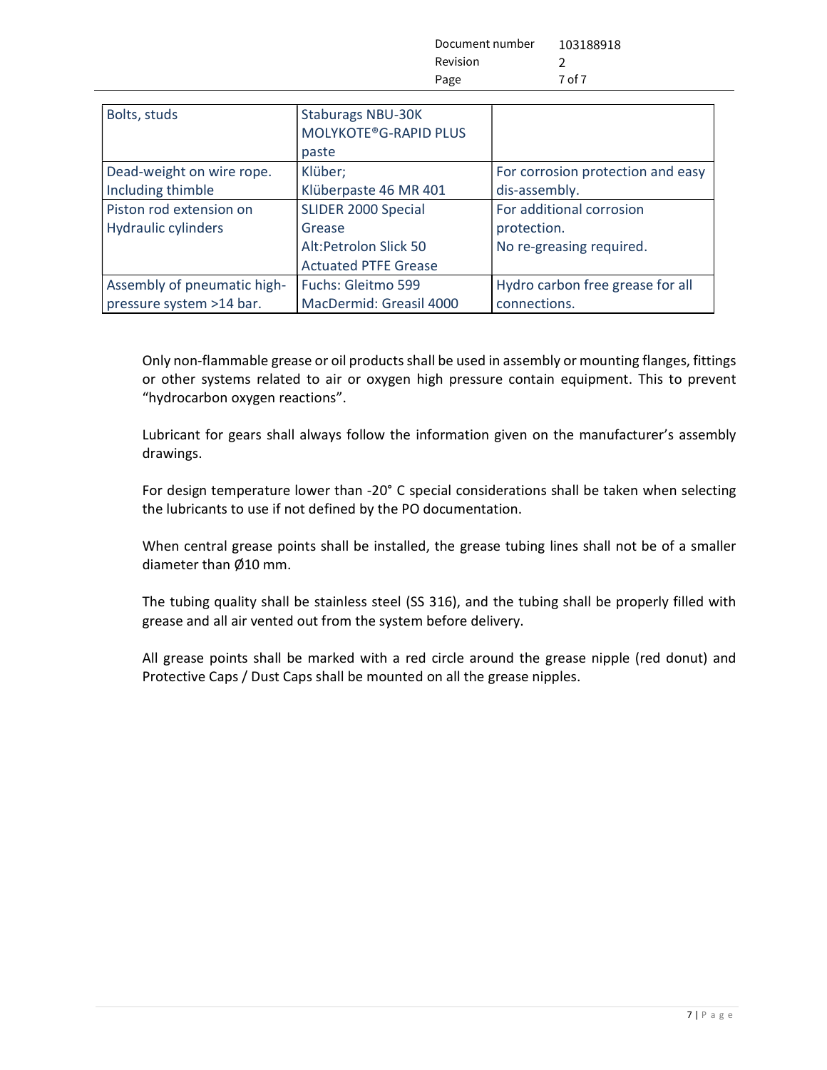| | | |
|---|---|---|
| Bolts, studs | Staburags NBU-30K MOLYKOTE®G-RAPID PLUS paste | |
| Dead-weight on wire rope. Including thimble | Klüber; Klüberpaste 46 MR 401 | For corrosion protection and easy dis-assembly. |
| Piston rod extension on Hydraulic cylinders | SLIDER 2000 Special Grease Alt:Petrolon Slick 50 Actuated PTFE Grease | For additional corrosion protection. No re-greasing required. |
| Assembly of pneumatic high-pressure system >14 bar. | Fuchs: Gleitmo 599 MacDermid: Greasil 4000 | Hydro carbon free grease for all connections. |

Only non-flammable grease or oil products shall be used in assembly or mounting flanges, fittings or other systems related to air or oxygen high pressure contain equipment. This to prevent "hydrocarbon oxygen reactions".

Lubricant for gears shall always follow the information given on the manufacturer's assembly drawings.

For design temperature lower than -20° C special considerations shall be taken when selecting the lubricants to use if not defined by the PO documentation.

When central grease points shall be installed, the grease tubing lines shall not be of a smaller diameter than Ø10 mm.

The tubing quality shall be stainless steel (SS 316), and the tubing shall be properly filled with grease and all air vented out from the system before delivery.

All grease points shall be marked with a red circle around the grease nipple (red donut) and Protective Caps / Dust Caps shall be mounted on all the grease nipples.